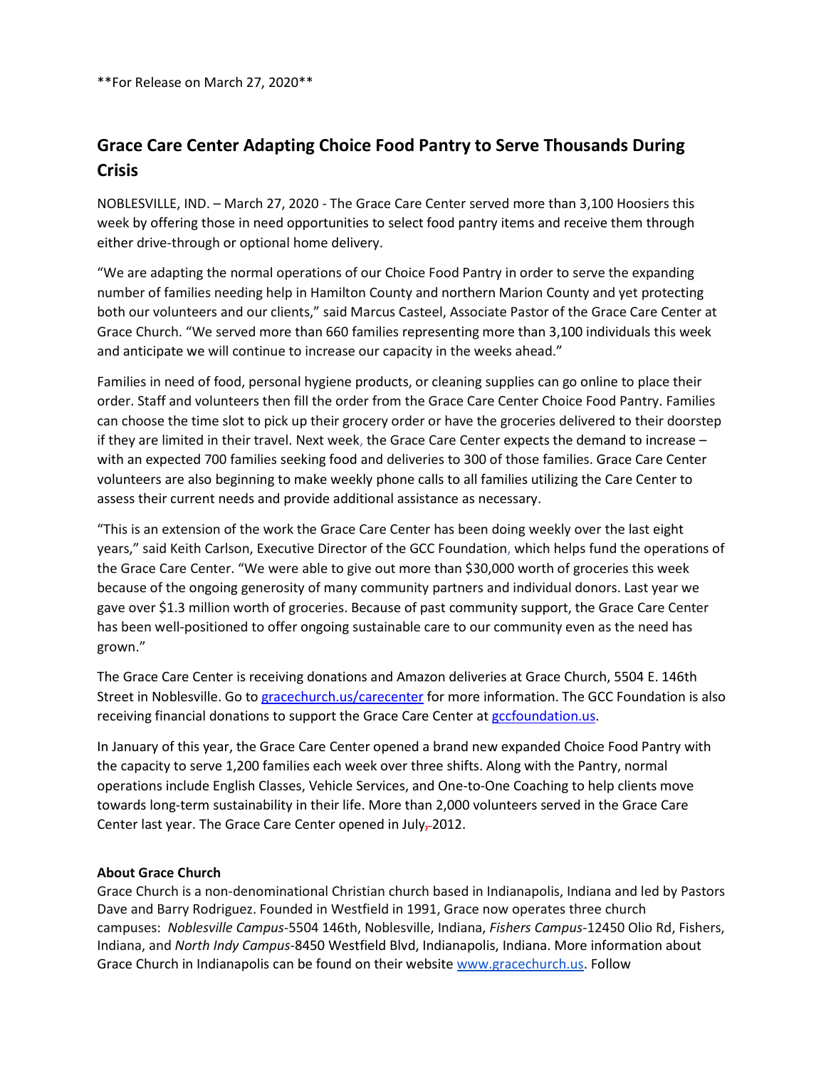**For Release on March 27, 2020**

# Grace Care Center Adapting Choice Food Pantry to Serve Thousands During Crisis

NOBLESVILLE, IND. – March 27, 2020 - The Grace Care Center served more than 3,100 Hoosiers this week by offering those in need opportunities to select food pantry items and receive them through either drive-through or optional home delivery.

"We are adapting the normal operations of our Choice Food Pantry in order to serve the expanding number of families needing help in Hamilton County and northern Marion County and yet protecting both our volunteers and our clients," said Marcus Casteel, Associate Pastor of the Grace Care Center at Grace Church. "We served more than 660 families representing more than 3,100 individuals this week and anticipate we will continue to increase our capacity in the weeks ahead."

Families in need of food, personal hygiene products, or cleaning supplies can go online to place their order. Staff and volunteers then fill the order from the Grace Care Center Choice Food Pantry. Families can choose the time slot to pick up their grocery order or have the groceries delivered to their doorstep if they are limited in their travel. Next week, the Grace Care Center expects the demand to increase – with an expected 700 families seeking food and deliveries to 300 of those families. Grace Care Center volunteers are also beginning to make weekly phone calls to all families utilizing the Care Center to assess their current needs and provide additional assistance as necessary.

"This is an extension of the work the Grace Care Center has been doing weekly over the last eight years," said Keith Carlson, Executive Director of the GCC Foundation, which helps fund the operations of the Grace Care Center. "We were able to give out more than $30,000 worth of groceries this week because of the ongoing generosity of many community partners and individual donors. Last year we gave over $1.3 million worth of groceries. Because of past community support, the Grace Care Center has been well-positioned to offer ongoing sustainable care to our community even as the need has grown."

The Grace Care Center is receiving donations and Amazon deliveries at Grace Church, 5504 E. 146th Street in Noblesville. Go to [gracechurch.us/carecenter](gracechurch.us/carecenter) for more information. The GCC Foundation is also receiving financial donations to support the Grace Care Center at [gccfoundation.us](gccfoundation.us).

In January of this year, the Grace Care Center opened a brand new expanded Choice Food Pantry with the capacity to serve 1,200 families each week over three shifts. Along with the Pantry, normal operations include English Classes, Vehicle Services, and One-to-One Coaching to help clients move towards long-term sustainability in their life. More than 2,000 volunteers served in the Grace Care Center last year. The Grace Care Center opened in July, 2012.

**About Grace Church**

Grace Church is a non-denominational Christian church based in Indianapolis, Indiana and led by Pastors Dave and Barry Rodriguez. Founded in Westfield in 1991, Grace now operates three church campuses: *Noblesville Campus*-5504 146th, Noblesville, Indiana, *Fishers Campus*-12450 Olio Rd, Fishers, Indiana, and *North Indy Campus*-8450 Westfield Blvd, Indianapolis, Indiana. More information about Grace Church in Indianapolis can be found on their website [www.gracechurch.us](www.gracechurch.us). Follow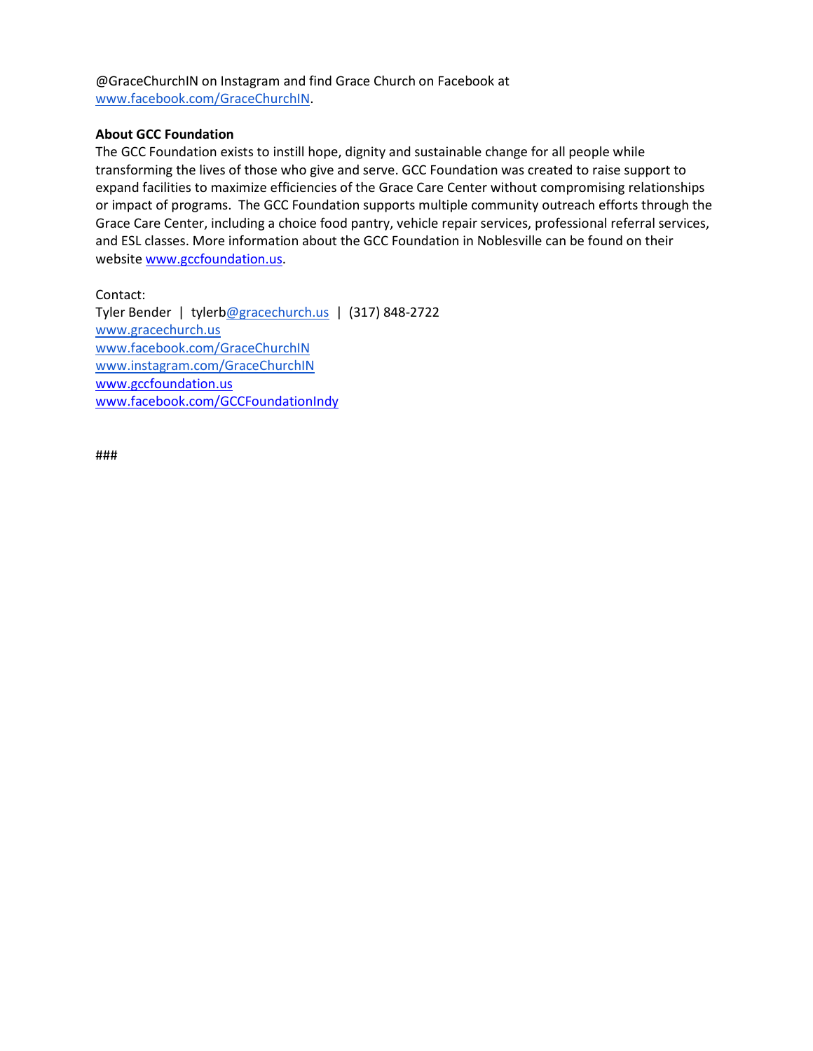@GraceChurchIN on Instagram and find Grace Church on Facebook at www.facebook.com/GraceChurchIN.

**About GCC Foundation**

The GCC Foundation exists to instill hope, dignity and sustainable change for all people while transforming the lives of those who give and serve. GCC Foundation was created to raise support to expand facilities to maximize efficiencies of the Grace Care Center without compromising relationships or impact of programs. The GCC Foundation supports multiple community outreach efforts through the Grace Care Center, including a choice food pantry, vehicle repair services, professional referral services, and ESL classes. More information about the GCC Foundation in Noblesville can be found on their website www.gccfoundation.us.

Contact:
Tyler Bender | tylerb@gracechurch.us | (317) 848-2722
www.gracechurch.us
www.facebook.com/GraceChurchIN
www.instagram.com/GraceChurchIN
www.gccfoundation.us
www.facebook.com/GCCFoundationIndy

###